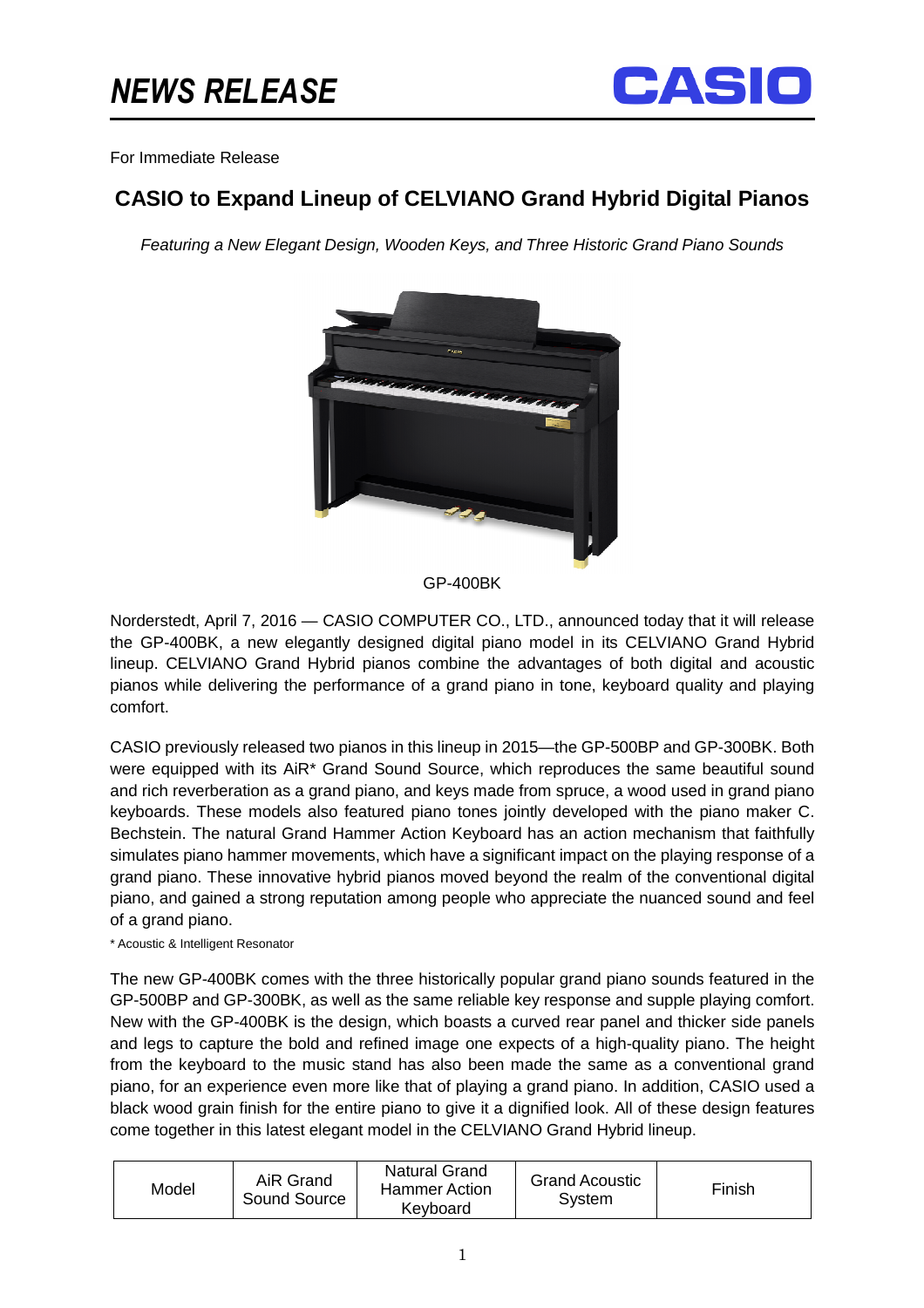# NEWS RELEASE

CASIO

For Immediate Release

## CASIO to Expand Lineup of CELVIANO Grand Hybrid Digital Pianos

*Featuring a New Elegant Design, Wooden Keys, and Three Historic Grand Piano Sounds*

GP-400BK

Norderstedt, April 7, 2016 — CASIO COMPUTER CO., LTD., announced today that it will release the GP-400BK, a new elegantly designed digital piano model in its CELVIANO Grand Hybrid lineup. CELVIANO Grand Hybrid pianos combine the advantages of both digital and acoustic pianos while delivering the performance of a grand piano in tone, keyboard quality and playing comfort.

CASIO previously released two pianos in this lineup in 2015—the GP-500BP and GP-300BK. Both were equipped with its AiR* Grand Sound Source, which reproduces the same beautiful sound and rich reverberation as a grand piano, and keys made from spruce, a wood used in grand piano keyboards. These models also featured piano tones jointly developed with the piano maker C. Bechstein. The natural Grand Hammer Action Keyboard has an action mechanism that faithfully simulates piano hammer movements, which have a significant impact on the playing response of a grand piano. These innovative hybrid pianos moved beyond the realm of the conventional digital piano, and gained a strong reputation among people who appreciate the nuanced sound and feel of a grand piano.

* Acoustic & Intelligent Resonator

The new GP-400BK comes with the three historically popular grand piano sounds featured in the GP-500BP and GP-300BK, as well as the same reliable key response and supple playing comfort. New with the GP-400BK is the design, which boasts a curved rear panel and thicker side panels and legs to capture the bold and refined image one expects of a high-quality piano. The height from the keyboard to the music stand has also been made the same as a conventional grand piano, for an experience even more like that of playing a grand piano. In addition, CASIO used a black wood grain finish for the entire piano to give it a dignified look. All of these design features come together in this latest elegant model in the CELVIANO Grand Hybrid lineup.

| Model | AiR Grand Sound Source | Natural Grand Hammer Action Keyboard | Grand Acoustic System | Finish |
|---|---|---|---|---|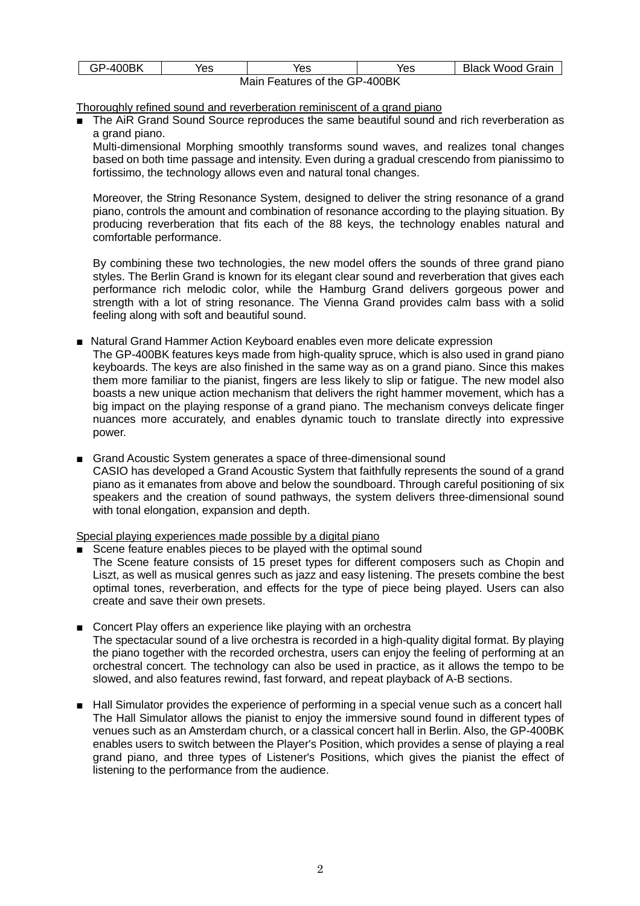| GP-400BK | Yes | Yes | Yes | Black Wood Grain |
|---|---|---|---|---|

Main Features of the GP-400BK

Thoroughly refined sound and reverberation reminiscent of a grand piano

- The AiR Grand Sound Source reproduces the same beautiful sound and rich reverberation as a grand piano.

  Multi-dimensional Morphing smoothly transforms sound waves, and realizes tonal changes based on both time passage and intensity. Even during a gradual crescendo from pianissimo to fortissimo, the technology allows even and natural tonal changes.

  Moreover, the String Resonance System, designed to deliver the string resonance of a grand piano, controls the amount and combination of resonance according to the playing situation. By producing reverberation that fits each of the 88 keys, the technology enables natural and comfortable performance.

  By combining these two technologies, the new model offers the sounds of three grand piano styles. The Berlin Grand is known for its elegant clear sound and reverberation that gives each performance rich melodic color, while the Hamburg Grand delivers gorgeous power and strength with a lot of string resonance. The Vienna Grand provides calm bass with a solid feeling along with soft and beautiful sound.

- Natural Grand Hammer Action Keyboard enables even more delicate expression

  The GP-400BK features keys made from high-quality spruce, which is also used in grand piano keyboards. The keys are also finished in the same way as on a grand piano. Since this makes them more familiar to the pianist, fingers are less likely to slip or fatigue. The new model also boasts a new unique action mechanism that delivers the right hammer movement, which has a big impact on the playing response of a grand piano. The mechanism conveys delicate finger nuances more accurately, and enables dynamic touch to translate directly into expressive power.

- Grand Acoustic System generates a space of three-dimensional sound

  CASIO has developed a Grand Acoustic System that faithfully represents the sound of a grand piano as it emanates from above and below the soundboard. Through careful positioning of six speakers and the creation of sound pathways, the system delivers three-dimensional sound with tonal elongation, expansion and depth.

Special playing experiences made possible by a digital piano

- Scene feature enables pieces to be played with the optimal sound

  The Scene feature consists of 15 preset types for different composers such as Chopin and Liszt, as well as musical genres such as jazz and easy listening. The presets combine the best optimal tones, reverberation, and effects for the type of piece being played. Users can also create and save their own presets.

- Concert Play offers an experience like playing with an orchestra

  The spectacular sound of a live orchestra is recorded in a high-quality digital format. By playing the piano together with the recorded orchestra, users can enjoy the feeling of performing at an orchestral concert. The technology can also be used in practice, as it allows the tempo to be slowed, and also features rewind, fast forward, and repeat playback of A-B sections.

- Hall Simulator provides the experience of performing in a special venue such as a concert hall

  The Hall Simulator allows the pianist to enjoy the immersive sound found in different types of venues such as an Amsterdam church, or a classical concert hall in Berlin. Also, the GP-400BK enables users to switch between the Player's Position, which provides a sense of playing a real grand piano, and three types of Listener's Positions, which gives the pianist the effect of listening to the performance from the audience.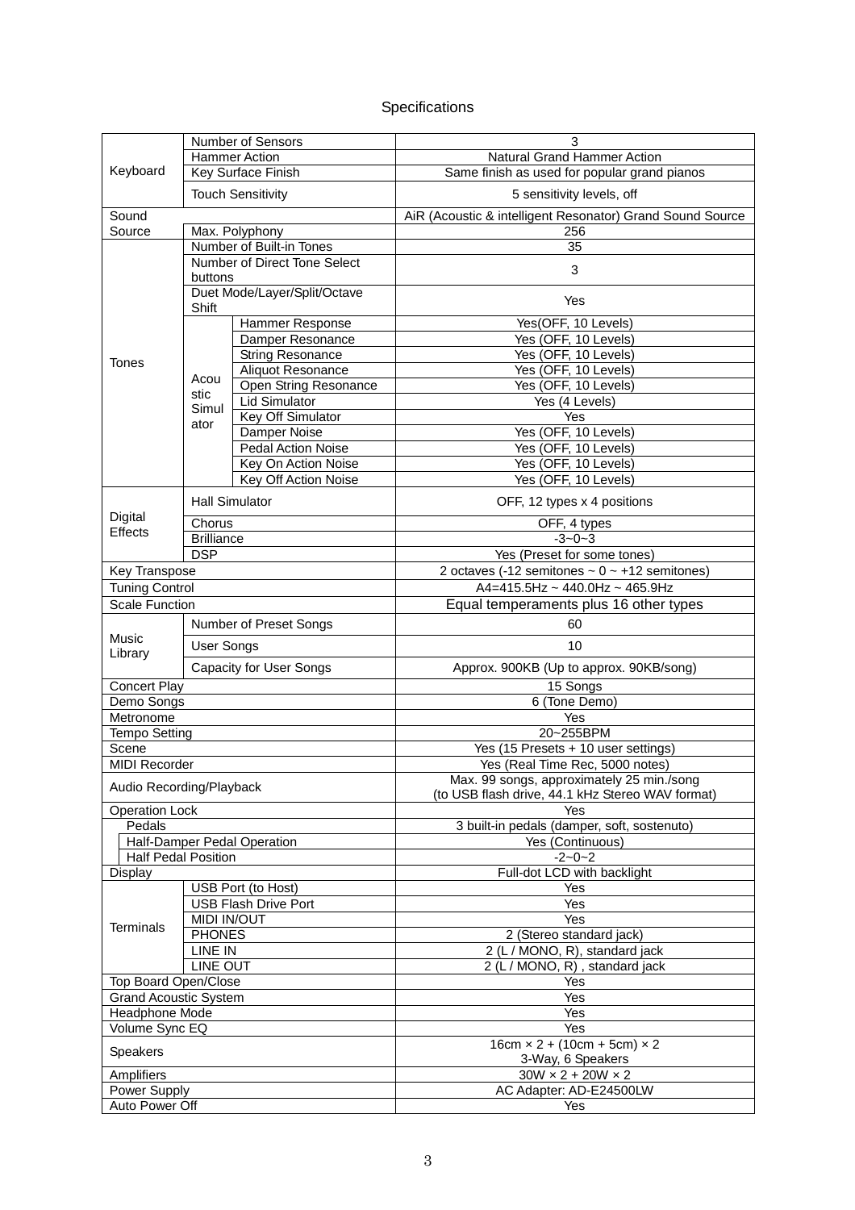# Specifications

| | | | |
|---|---|---|---|
| Keyboard | Number of Sensors | | 3 |
| | Hammer Action | | Natural Grand Hammer Action |
| | Key Surface Finish | | Same finish as used for popular grand pianos |
| | Touch Sensitivity | | 5 sensitivity levels, off |
| Sound Source | | | AiR (Acoustic & intelligent Resonator) Grand Sound Source |
| | Max. Polyphony | | 256 |
| Tones | Number of Built-in Tones | | 35 |
| | Number of Direct Tone Select buttons | | 3 |
| | Duet Mode/Layer/Split/Octave Shift | | Yes |
| | Acoustic Simulator | Hammer Response | Yes(OFF, 10 Levels) |
| | | Damper Resonance | Yes (OFF, 10 Levels) |
| | | String Resonance | Yes (OFF, 10 Levels) |
| | | Aliquot Resonance | Yes (OFF, 10 Levels) |
| | | Open String Resonance | Yes (OFF, 10 Levels) |
| | | Lid Simulator | Yes (4 Levels) |
| | | Key Off Simulator | Yes |
| | | Damper Noise | Yes (OFF, 10 Levels) |
| | | Pedal Action Noise | Yes (OFF, 10 Levels) |
| | | Key On Action Noise | Yes (OFF, 10 Levels) |
| | | Key Off Action Noise | Yes (OFF, 10 Levels) |
| Digital Effects | Hall Simulator | | OFF, 12 types x 4 positions |
| | Chorus | | OFF, 4 types |
| | Brilliance | | -3~0~3 |
| | DSP | | Yes (Preset for some tones) |
| Key Transpose | | | 2 octaves (-12 semitones ~ 0 ~ +12 semitones) |
| Tuning Control | | | A4=415.5Hz ~ 440.0Hz ~ 465.9Hz |
| Scale Function | | | Equal temperaments plus 16 other types |
| Music Library | Number of Preset Songs | | 60 |
| | User Songs | | 10 |
| | Capacity for User Songs | | Approx. 900KB (Up to approx. 90KB/song) |
| Concert Play | | | 15 Songs |
| Demo Songs | | | 6 (Tone Demo) |
| Metronome | | | Yes |
| Tempo Setting | | | 20~255BPM |
| Scene | | | Yes (15 Presets + 10 user settings) |
| MIDI Recorder | | | Yes (Real Time Rec, 5000 notes) |
| Audio Recording/Playback | | | Max. 99 songs, approximately 25 min./song (to USB flash drive, 44.1 kHz Stereo WAV format) |
| Operation Lock | | | Yes |
| Pedals | | | 3 built-in pedals (damper, soft, sostenuto) |
| Half-Damper Pedal Operation | | | Yes (Continuous) |
| Half Pedal Position | | | -2~0~2 |
| Display | | | Full-dot LCD with backlight |
| Terminals | USB Port (to Host) | | Yes |
| | USB Flash Drive Port | | Yes |
| | MIDI IN/OUT | | Yes |
| | PHONES | | 2 (Stereo standard jack) |
| | LINE IN | | 2 (L / MONO, R), standard jack |
| | LINE OUT | | 2 (L / MONO, R) , standard jack |
| Top Board Open/Close | | | Yes |
| Grand Acoustic System | | | Yes |
| Headphone Mode | | | Yes |
| Volume Sync EQ | | | Yes |
| Speakers | | | 16cm × 2 + (10cm + 5cm) × 2 3-Way, 6 Speakers |
| Amplifiers | | | 30W × 2 + 20W × 2 |
| Power Supply | | | AC Adapter: AD-E24500LW |
| Auto Power Off | | | Yes |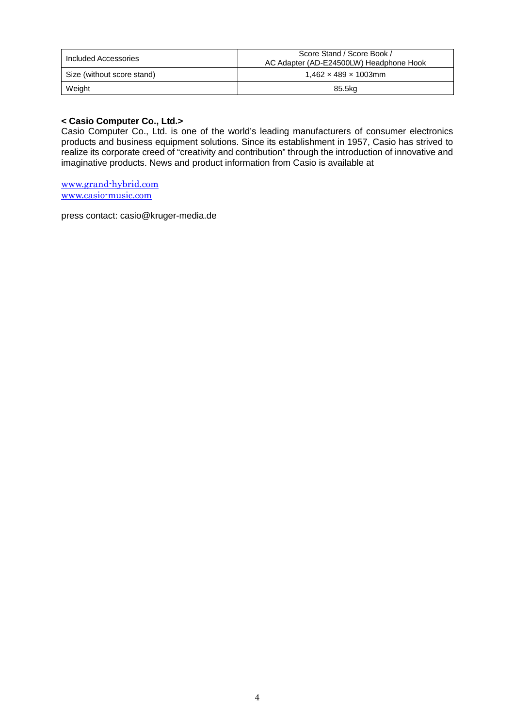| | |
|---|---|
| Included Accessories | Score Stand / Score Book / AC Adapter (AD-E24500LW) Headphone Hook |
| Size (without score stand) | 1,462 × 489 × 1003mm |
| Weight | 85.5kg |

**< Casio Computer Co., Ltd.>**

Casio Computer Co., Ltd. is one of the world's leading manufacturers of consumer electronics products and business equipment solutions. Since its establishment in 1957, Casio has strived to realize its corporate creed of "creativity and contribution" through the introduction of innovative and imaginative products. News and product information from Casio is available at

www.grand-hybrid.com
www.casio-music.com

press contact: casio@kruger-media.de